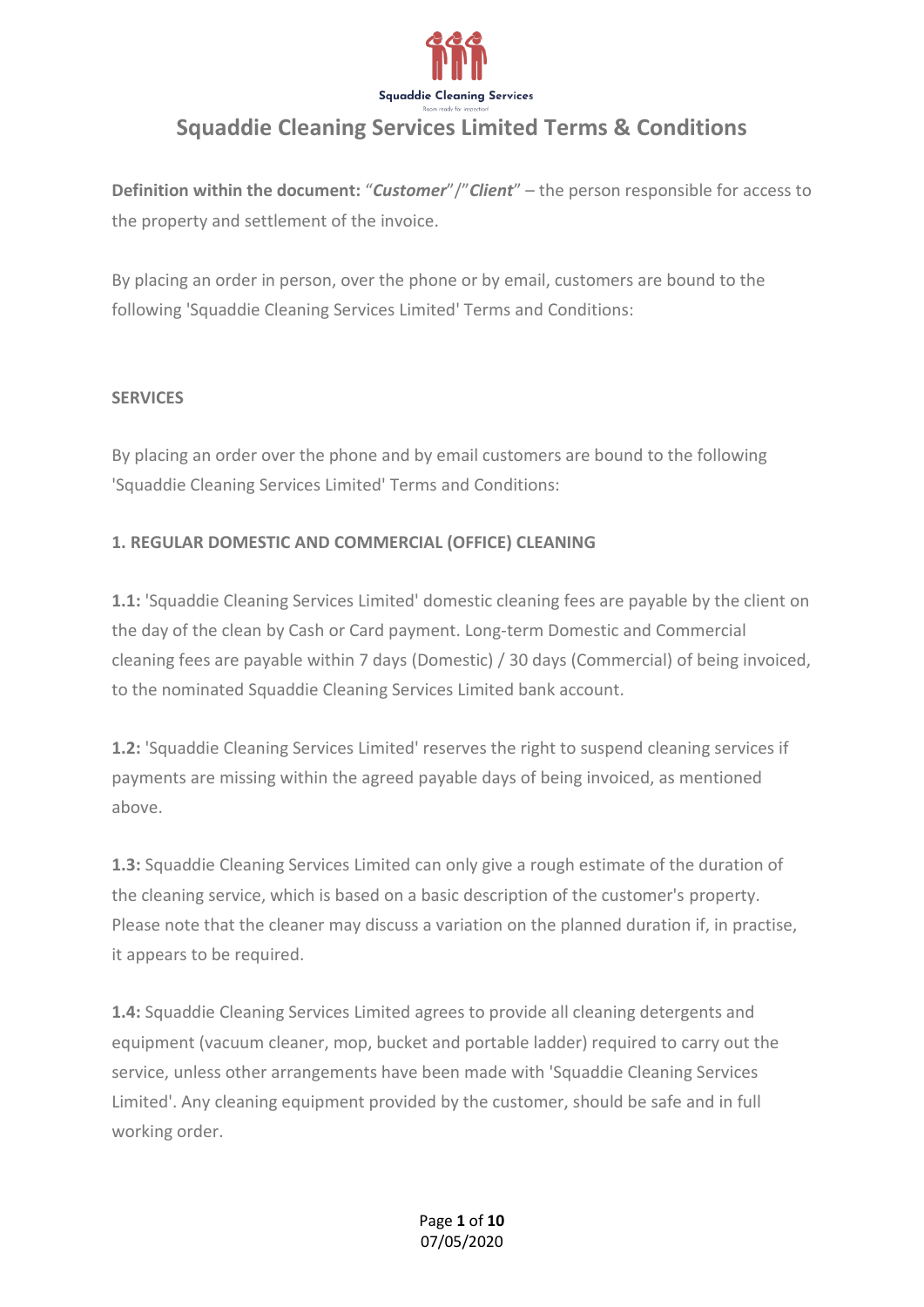Squaddie Cleaning Services

Room ready for inspection!

# Squaddie Cleaning Services Limited Terms & Conditions

**Definition within the document:** "***Customer***"/"***Client***" – the person responsible for access to the property and settlement of the invoice.

By placing an order in person, over the phone or by email, customers are bound to the following 'Squaddie Cleaning Services Limited' Terms and Conditions:

## SERVICES

By placing an order over the phone and by email customers are bound to the following 'Squaddie Cleaning Services Limited' Terms and Conditions:

### 1. REGULAR DOMESTIC AND COMMERCIAL (OFFICE) CLEANING

**1.1:** 'Squaddie Cleaning Services Limited' domestic cleaning fees are payable by the client on the day of the clean by Cash or Card payment. Long-term Domestic and Commercial cleaning fees are payable within 7 days (Domestic) / 30 days (Commercial) of being invoiced, to the nominated Squaddie Cleaning Services Limited bank account.

**1.2:** 'Squaddie Cleaning Services Limited' reserves the right to suspend cleaning services if payments are missing within the agreed payable days of being invoiced, as mentioned above.

**1.3:** Squaddie Cleaning Services Limited can only give a rough estimate of the duration of the cleaning service, which is based on a basic description of the customer's property. Please note that the cleaner may discuss a variation on the planned duration if, in practise, it appears to be required.

**1.4:** Squaddie Cleaning Services Limited agrees to provide all cleaning detergents and equipment (vacuum cleaner, mop, bucket and portable ladder) required to carry out the service, unless other arrangements have been made with 'Squaddie Cleaning Services Limited'. Any cleaning equipment provided by the customer, should be safe and in full working order.

07/05/2020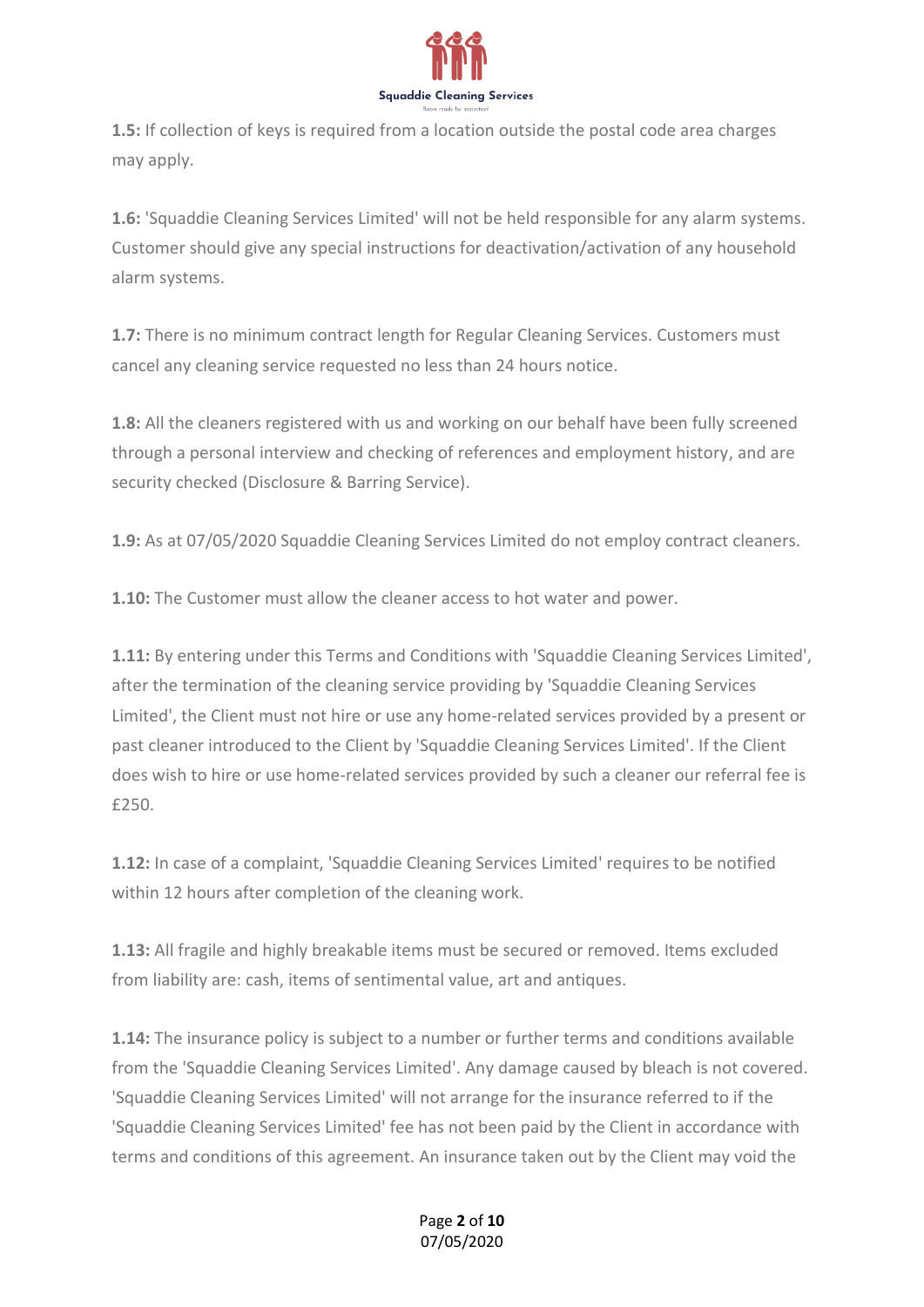**1.5:** If collection of keys is required from a location outside the postal code area charges may apply.

**1.6:** 'Squaddie Cleaning Services Limited' will not be held responsible for any alarm systems. Customer should give any special instructions for deactivation/activation of any household alarm systems.

**1.7:** There is no minimum contract length for Regular Cleaning Services. Customers must cancel any cleaning service requested no less than 24 hours notice.

**1.8:** All the cleaners registered with us and working on our behalf have been fully screened through a personal interview and checking of references and employment history, and are security checked (Disclosure & Barring Service).

**1.9:** As at 07/05/2020 Squaddie Cleaning Services Limited do not employ contract cleaners.

**1.10:** The Customer must allow the cleaner access to hot water and power.

**1.11:** By entering under this Terms and Conditions with 'Squaddie Cleaning Services Limited', after the termination of the cleaning service providing by 'Squaddie Cleaning Services Limited', the Client must not hire or use any home-related services provided by a present or past cleaner introduced to the Client by 'Squaddie Cleaning Services Limited'. If the Client does wish to hire or use home-related services provided by such a cleaner our referral fee is £250.

**1.12:** In case of a complaint, 'Squaddie Cleaning Services Limited' requires to be notified within 12 hours after completion of the cleaning work.

**1.13:** All fragile and highly breakable items must be secured or removed. Items excluded from liability are: cash, items of sentimental value, art and antiques.

**1.14:** The insurance policy is subject to a number or further terms and conditions available from the 'Squaddie Cleaning Services Limited'. Any damage caused by bleach is not covered. 'Squaddie Cleaning Services Limited' will not arrange for the insurance referred to if the 'Squaddie Cleaning Services Limited' fee has not been paid by the Client in accordance with terms and conditions of this agreement. An insurance taken out by the Client may void the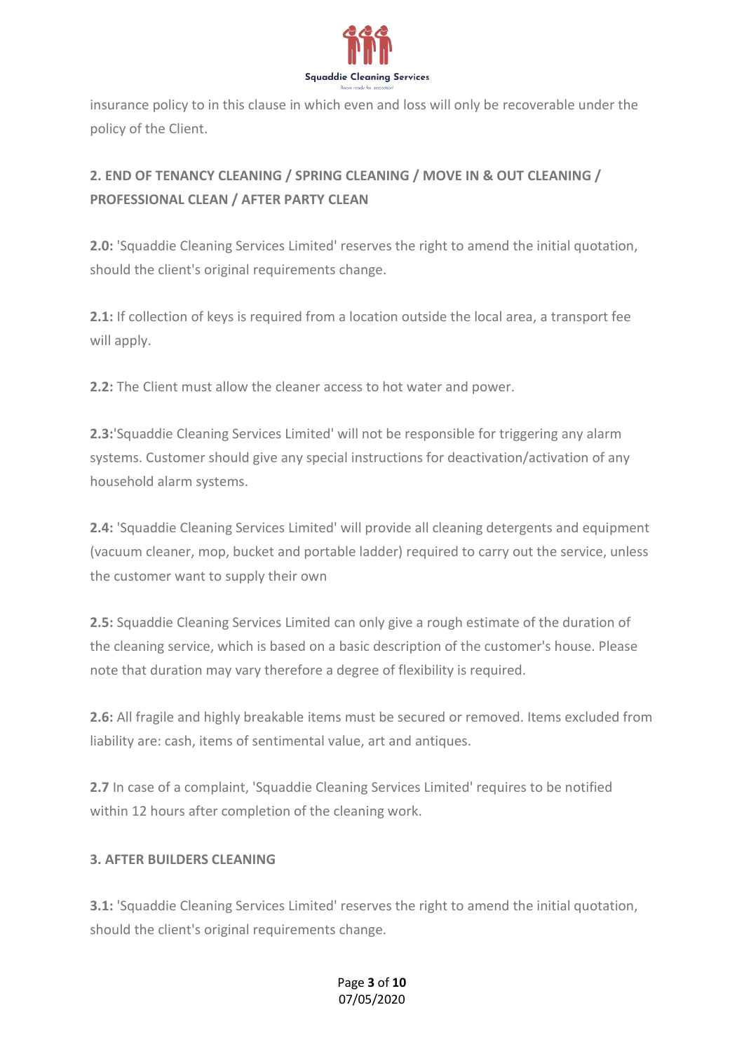insurance policy to in this clause in which even and loss will only be recoverable under the policy of the Client.

## 2. END OF TENANCY CLEANING / SPRING CLEANING / MOVE IN & OUT CLEANING / PROFESSIONAL CLEAN / AFTER PARTY CLEAN

**2.0:** 'Squaddie Cleaning Services Limited' reserves the right to amend the initial quotation, should the client's original requirements change.

**2.1:** If collection of keys is required from a location outside the local area, a transport fee will apply.

**2.2:** The Client must allow the cleaner access to hot water and power.

**2.3:**'Squaddie Cleaning Services Limited' will not be responsible for triggering any alarm systems. Customer should give any special instructions for deactivation/activation of any household alarm systems.

**2.4:** 'Squaddie Cleaning Services Limited' will provide all cleaning detergents and equipment (vacuum cleaner, mop, bucket and portable ladder) required to carry out the service, unless the customer want to supply their own

**2.5:** Squaddie Cleaning Services Limited can only give a rough estimate of the duration of the cleaning service, which is based on a basic description of the customer's house. Please note that duration may vary therefore a degree of flexibility is required.

**2.6:** All fragile and highly breakable items must be secured or removed. Items excluded from liability are: cash, items of sentimental value, art and antiques.

**2.7** In case of a complaint, 'Squaddie Cleaning Services Limited' requires to be notified within 12 hours after completion of the cleaning work.

## 3. AFTER BUILDERS CLEANING

**3.1:** 'Squaddie Cleaning Services Limited' reserves the right to amend the initial quotation, should the client's original requirements change.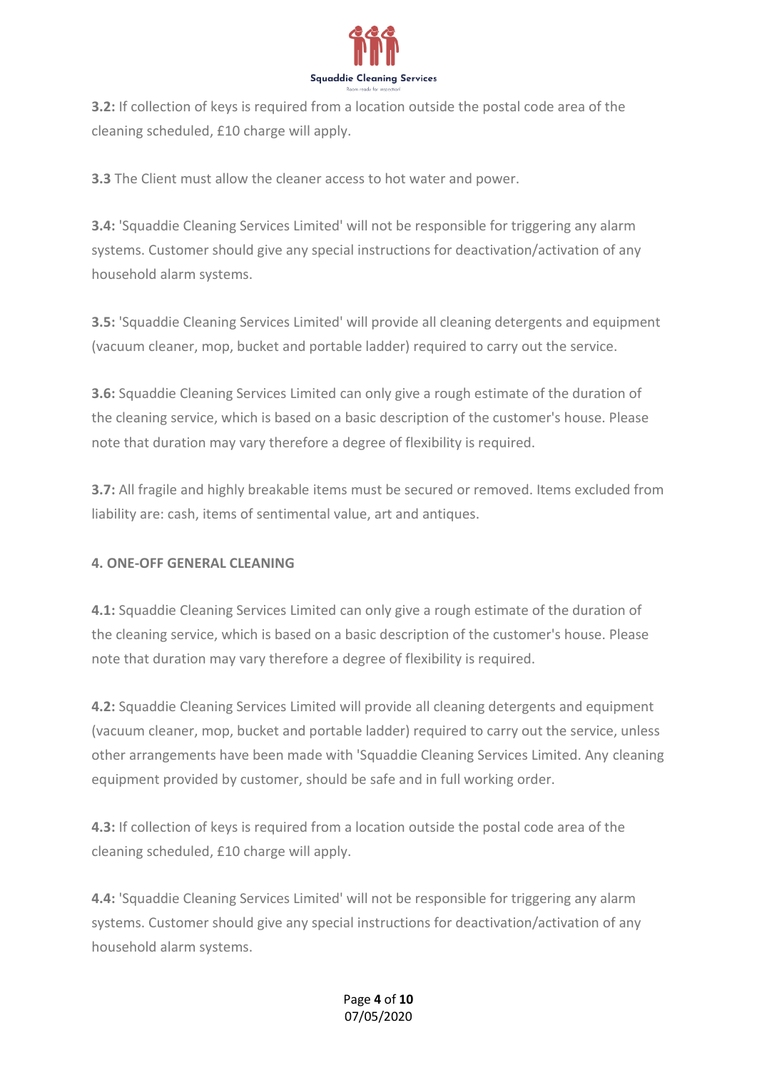**3.2:** If collection of keys is required from a location outside the postal code area of the cleaning scheduled, £10 charge will apply.

**3.3** The Client must allow the cleaner access to hot water and power.

**3.4:** 'Squaddie Cleaning Services Limited' will not be responsible for triggering any alarm systems. Customer should give any special instructions for deactivation/activation of any household alarm systems.

**3.5:** 'Squaddie Cleaning Services Limited' will provide all cleaning detergents and equipment (vacuum cleaner, mop, bucket and portable ladder) required to carry out the service.

**3.6:** Squaddie Cleaning Services Limited can only give a rough estimate of the duration of the cleaning service, which is based on a basic description of the customer's house. Please note that duration may vary therefore a degree of flexibility is required.

**3.7:** All fragile and highly breakable items must be secured or removed. Items excluded from liability are: cash, items of sentimental value, art and antiques.

**4. ONE-OFF GENERAL CLEANING**

**4.1:** Squaddie Cleaning Services Limited can only give a rough estimate of the duration of the cleaning service, which is based on a basic description of the customer's house. Please note that duration may vary therefore a degree of flexibility is required.

**4.2:** Squaddie Cleaning Services Limited will provide all cleaning detergents and equipment (vacuum cleaner, mop, bucket and portable ladder) required to carry out the service, unless other arrangements have been made with 'Squaddie Cleaning Services Limited. Any cleaning equipment provided by customer, should be safe and in full working order.

**4.3:** If collection of keys is required from a location outside the postal code area of the cleaning scheduled, £10 charge will apply.

**4.4:** 'Squaddie Cleaning Services Limited' will not be responsible for triggering any alarm systems. Customer should give any special instructions for deactivation/activation of any household alarm systems.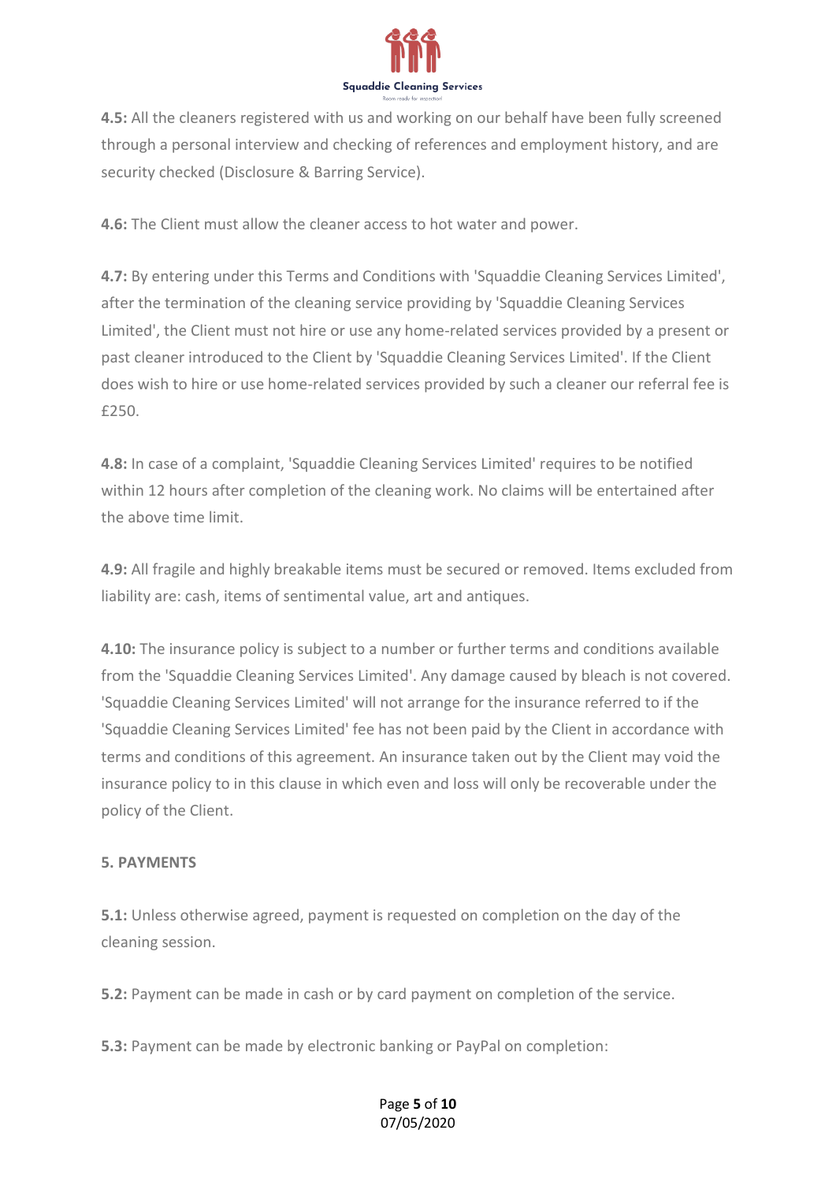**4.5:** All the cleaners registered with us and working on our behalf have been fully screened through a personal interview and checking of references and employment history, and are security checked (Disclosure & Barring Service).

**4.6:** The Client must allow the cleaner access to hot water and power.

**4.7:** By entering under this Terms and Conditions with 'Squaddie Cleaning Services Limited', after the termination of the cleaning service providing by 'Squaddie Cleaning Services Limited', the Client must not hire or use any home-related services provided by a present or past cleaner introduced to the Client by 'Squaddie Cleaning Services Limited'. If the Client does wish to hire or use home-related services provided by such a cleaner our referral fee is £250.

**4.8:** In case of a complaint, 'Squaddie Cleaning Services Limited' requires to be notified within 12 hours after completion of the cleaning work. No claims will be entertained after the above time limit.

**4.9:** All fragile and highly breakable items must be secured or removed. Items excluded from liability are: cash, items of sentimental value, art and antiques.

**4.10:** The insurance policy is subject to a number or further terms and conditions available from the 'Squaddie Cleaning Services Limited'. Any damage caused by bleach is not covered. 'Squaddie Cleaning Services Limited' will not arrange for the insurance referred to if the 'Squaddie Cleaning Services Limited' fee has not been paid by the Client in accordance with terms and conditions of this agreement. An insurance taken out by the Client may void the insurance policy to in this clause in which even and loss will only be recoverable under the policy of the Client.

**5. PAYMENTS**

**5.1:** Unless otherwise agreed, payment is requested on completion on the day of the cleaning session.

**5.2:** Payment can be made in cash or by card payment on completion of the service.

**5.3:** Payment can be made by electronic banking or PayPal on completion: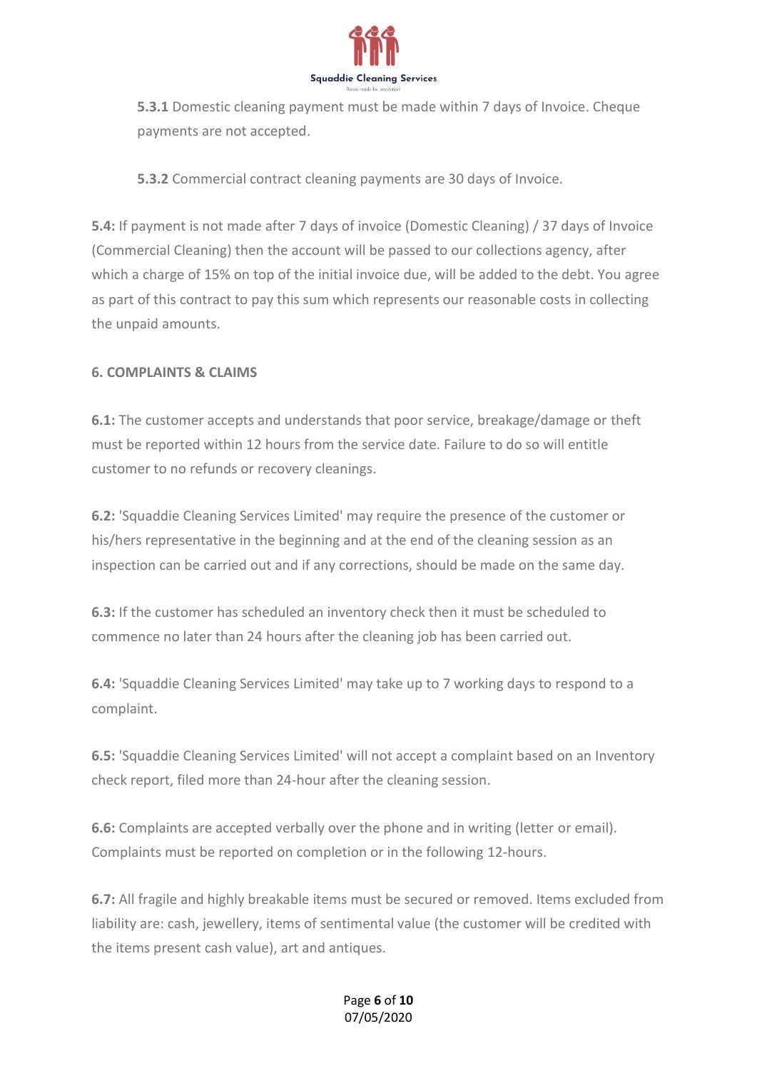**5.3.1** Domestic cleaning payment must be made within 7 days of Invoice. Cheque payments are not accepted.

**5.3.2** Commercial contract cleaning payments are 30 days of Invoice.

**5.4:** If payment is not made after 7 days of invoice (Domestic Cleaning) / 37 days of Invoice (Commercial Cleaning) then the account will be passed to our collections agency, after which a charge of 15% on top of the initial invoice due, will be added to the debt. You agree as part of this contract to pay this sum which represents our reasonable costs in collecting the unpaid amounts.

**6. COMPLAINTS & CLAIMS**

**6.1:** The customer accepts and understands that poor service, breakage/damage or theft must be reported within 12 hours from the service date. Failure to do so will entitle customer to no refunds or recovery cleanings.

**6.2:** 'Squaddie Cleaning Services Limited' may require the presence of the customer or his/hers representative in the beginning and at the end of the cleaning session as an inspection can be carried out and if any corrections, should be made on the same day.

**6.3:** If the customer has scheduled an inventory check then it must be scheduled to commence no later than 24 hours after the cleaning job has been carried out.

**6.4:** 'Squaddie Cleaning Services Limited' may take up to 7 working days to respond to a complaint.

**6.5:** 'Squaddie Cleaning Services Limited' will not accept a complaint based on an Inventory check report, filed more than 24-hour after the cleaning session.

**6.6:** Complaints are accepted verbally over the phone and in writing (letter or email). Complaints must be reported on completion or in the following 12-hours.

**6.7:** All fragile and highly breakable items must be secured or removed. Items excluded from liability are: cash, jewellery, items of sentimental value (the customer will be credited with the items present cash value), art and antiques.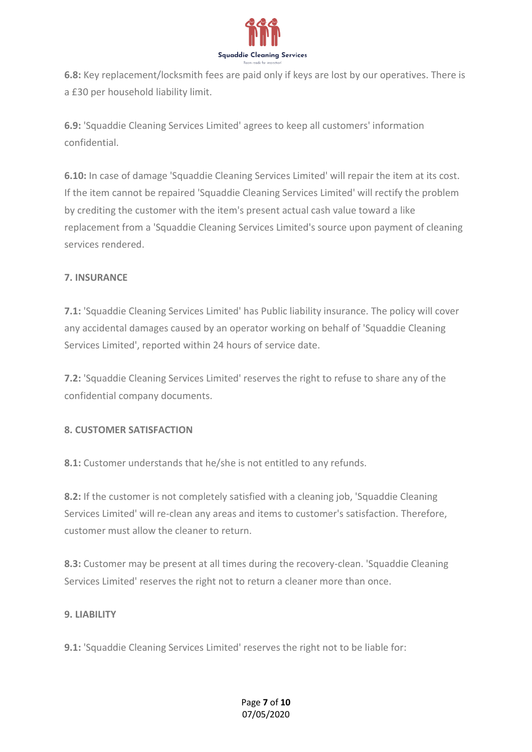**6.8:** Key replacement/locksmith fees are paid only if keys are lost by our operatives. There is a £30 per household liability limit.

**6.9:** 'Squaddie Cleaning Services Limited' agrees to keep all customers' information confidential.

**6.10:** In case of damage 'Squaddie Cleaning Services Limited' will repair the item at its cost. If the item cannot be repaired 'Squaddie Cleaning Services Limited' will rectify the problem by crediting the customer with the item's present actual cash value toward a like replacement from a 'Squaddie Cleaning Services Limited's source upon payment of cleaning services rendered.

**7. INSURANCE**

**7.1:** 'Squaddie Cleaning Services Limited' has Public liability insurance. The policy will cover any accidental damages caused by an operator working on behalf of 'Squaddie Cleaning Services Limited', reported within 24 hours of service date.

**7.2:** 'Squaddie Cleaning Services Limited' reserves the right to refuse to share any of the confidential company documents.

**8. CUSTOMER SATISFACTION**

**8.1:** Customer understands that he/she is not entitled to any refunds.

**8.2:** If the customer is not completely satisfied with a cleaning job, 'Squaddie Cleaning Services Limited' will re-clean any areas and items to customer's satisfaction. Therefore, customer must allow the cleaner to return.

**8.3:** Customer may be present at all times during the recovery-clean. 'Squaddie Cleaning Services Limited' reserves the right not to return a cleaner more than once.

**9. LIABILITY**

**9.1:** 'Squaddie Cleaning Services Limited' reserves the right not to be liable for: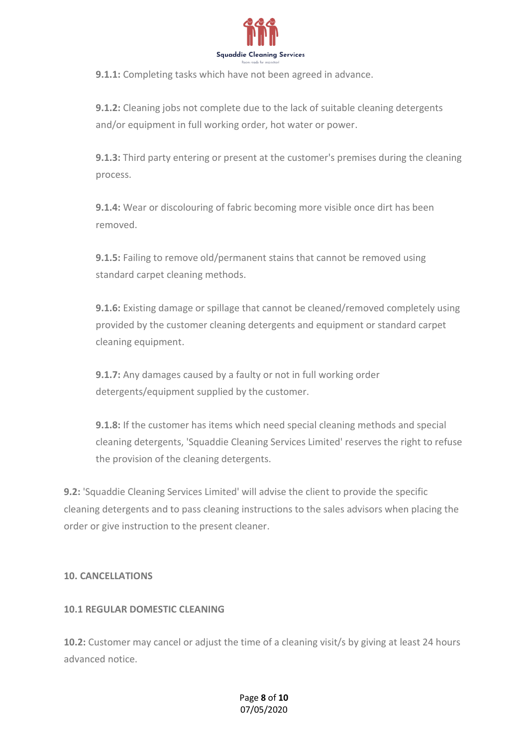**9.1.1:** Completing tasks which have not been agreed in advance.

**9.1.2:** Cleaning jobs not complete due to the lack of suitable cleaning detergents and/or equipment in full working order, hot water or power.

**9.1.3:** Third party entering or present at the customer's premises during the cleaning process.

**9.1.4:** Wear or discolouring of fabric becoming more visible once dirt has been removed.

**9.1.5:** Failing to remove old/permanent stains that cannot be removed using standard carpet cleaning methods.

**9.1.6:** Existing damage or spillage that cannot be cleaned/removed completely using provided by the customer cleaning detergents and equipment or standard carpet cleaning equipment.

**9.1.7:** Any damages caused by a faulty or not in full working order detergents/equipment supplied by the customer.

**9.1.8:** If the customer has items which need special cleaning methods and special cleaning detergents, 'Squaddie Cleaning Services Limited' reserves the right to refuse the provision of the cleaning detergents.

**9.2:** 'Squaddie Cleaning Services Limited' will advise the client to provide the specific cleaning detergents and to pass cleaning instructions to the sales advisors when placing the order or give instruction to the present cleaner.

## 10. CANCELLATIONS

### 10.1 REGULAR DOMESTIC CLEANING

**10.2:** Customer may cancel or adjust the time of a cleaning visit/s by giving at least 24 hours advanced notice.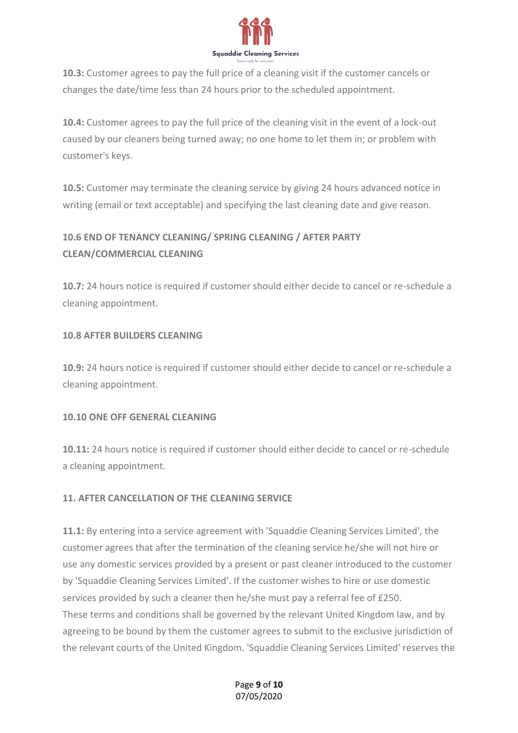**10.3:** Customer agrees to pay the full price of a cleaning visit if the customer cancels or changes the date/time less than 24 hours prior to the scheduled appointment.

**10.4:** Customer agrees to pay the full price of the cleaning visit in the event of a lock-out caused by our cleaners being turned away; no one home to let them in; or problem with customer's keys.

**10.5:** Customer may terminate the cleaning service by giving 24 hours advanced notice in writing (email or text acceptable) and specifying the last cleaning date and give reason.

**10.6 END OF TENANCY CLEANING/ SPRING CLEANING / AFTER PARTY CLEAN/COMMERCIAL CLEANING**

**10.7:** 24 hours notice is required if customer should either decide to cancel or re-schedule a cleaning appointment.

**10.8 AFTER BUILDERS CLEANING**

**10.9:** 24 hours notice is required if customer should either decide to cancel or re-schedule a cleaning appointment.

**10.10 ONE OFF GENERAL CLEANING**

**10.11:** 24 hours notice is required if customer should either decide to cancel or re-schedule a cleaning appointment.

**11. AFTER CANCELLATION OF THE CLEANING SERVICE**

**11.1:** By entering into a service agreement with 'Squaddie Cleaning Services Limited', the customer agrees that after the termination of the cleaning service he/she will not hire or use any domestic services provided by a present or past cleaner introduced to the customer by 'Squaddie Cleaning Services Limited'. If the customer wishes to hire or use domestic services provided by such a cleaner then he/she must pay a referral fee of £250.
These terms and conditions shall be governed by the relevant United Kingdom law, and by agreeing to be bound by them the customer agrees to submit to the exclusive jurisdiction of the relevant courts of the United Kingdom. 'Squaddie Cleaning Services Limited' reserves the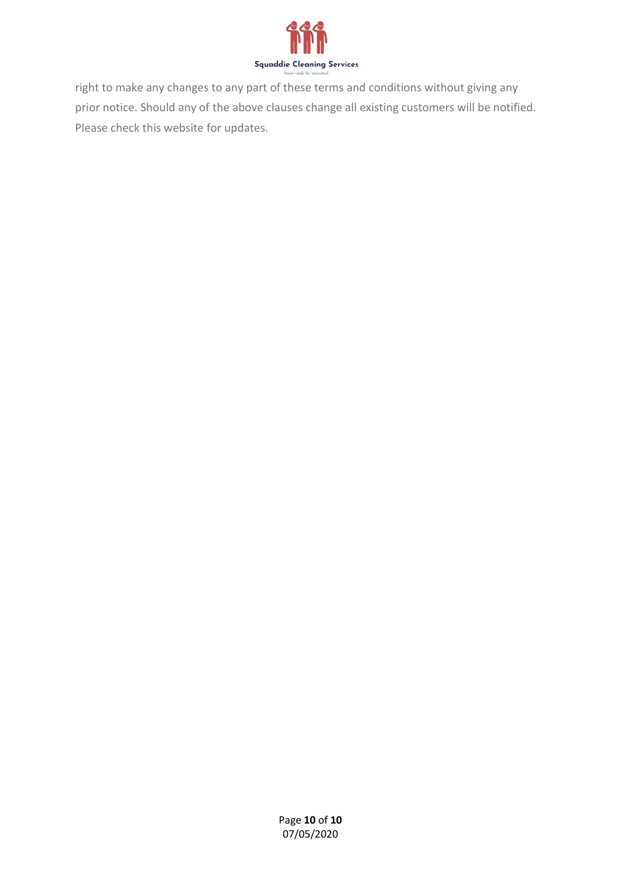right to make any changes to any part of these terms and conditions without giving any prior notice. Should any of the above clauses change all existing customers will be notified. Please check this website for updates.